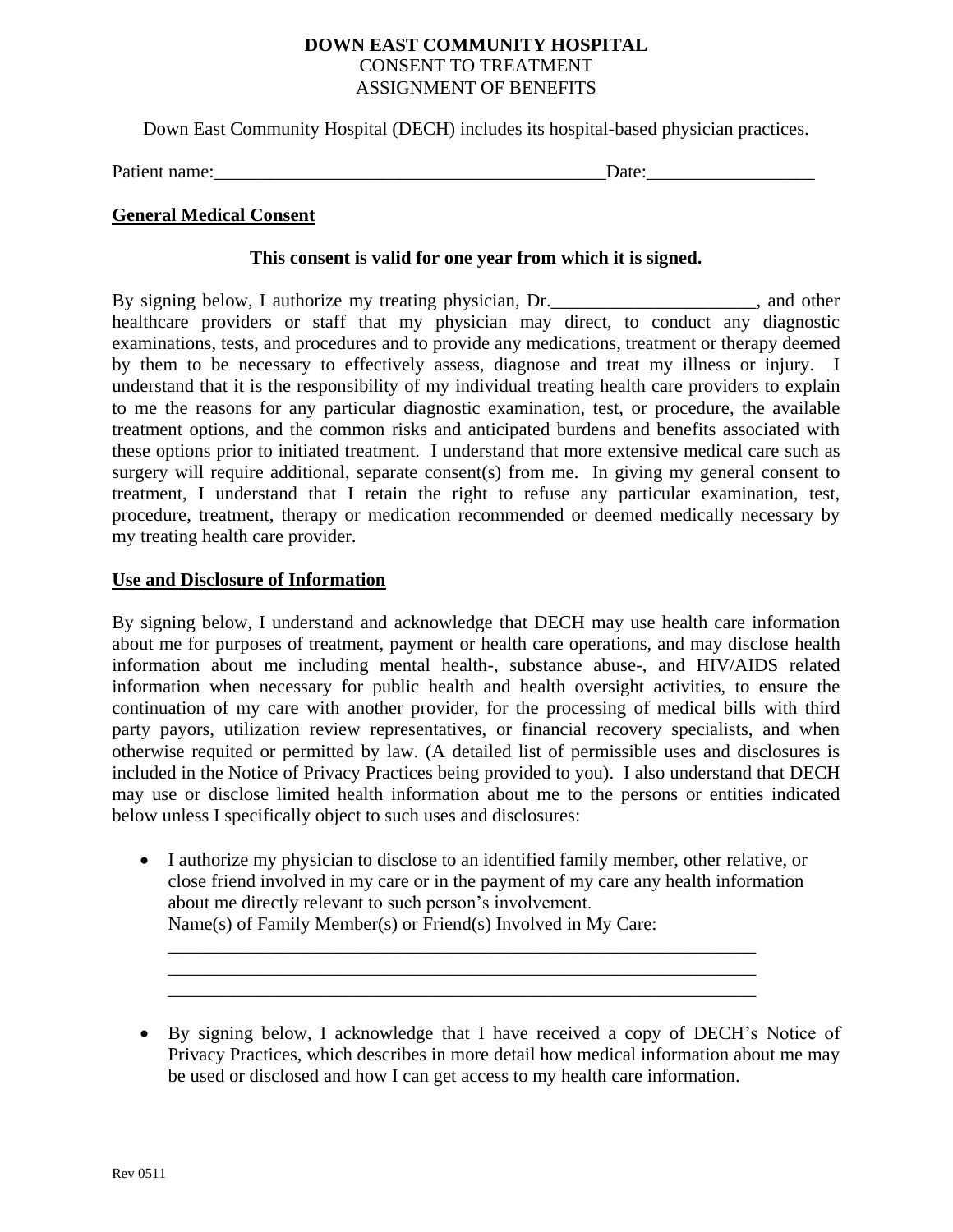**DOWN EAST COMMUNITY HOSPITAL**
CONSENT TO TREATMENT
ASSIGNMENT OF BENEFITS

Down East Community Hospital (DECH) includes its hospital-based physician practices.

Patient name:_________________________________________Date:_________________

## General Medical Consent

**This consent is valid for one year from which it is signed.**

By signing below, I authorize my treating physician, Dr.______________________, and other healthcare providers or staff that my physician may direct, to conduct any diagnostic examinations, tests, and procedures and to provide any medications, treatment or therapy deemed by them to be necessary to effectively assess, diagnose and treat my illness or injury. I understand that it is the responsibility of my individual treating health care providers to explain to me the reasons for any particular diagnostic examination, test, or procedure, the available treatment options, and the common risks and anticipated burdens and benefits associated with these options prior to initiated treatment. I understand that more extensive medical care such as surgery will require additional, separate consent(s) from me. In giving my general consent to treatment, I understand that I retain the right to refuse any particular examination, test, procedure, treatment, therapy or medication recommended or deemed medically necessary by my treating health care provider.

## Use and Disclosure of Information

By signing below, I understand and acknowledge that DECH may use health care information about me for purposes of treatment, payment or health care operations, and may disclose health information about me including mental health-, substance abuse-, and HIV/AIDS related information when necessary for public health and health oversight activities, to ensure the continuation of my care with another provider, for the processing of medical bills with third party payors, utilization review representatives, or financial recovery specialists, and when otherwise requited or permitted by law. (A detailed list of permissible uses and disclosures is included in the Notice of Privacy Practices being provided to you). I also understand that DECH may use or disclose limited health information about me to the persons or entities indicated below unless I specifically object to such uses and disclosures:

- I authorize my physician to disclose to an identified family member, other relative, or close friend involved in my care or in the payment of my care any health information about me directly relevant to such person's involvement.
  Name(s) of Family Member(s) or Friend(s) Involved in My Care:
  _________________________________________________________________
  _________________________________________________________________
  _________________________________________________________________

- By signing below, I acknowledge that I have received a copy of DECH's Notice of Privacy Practices, which describes in more detail how medical information about me may be used or disclosed and how I can get access to my health care information.

Rev 0511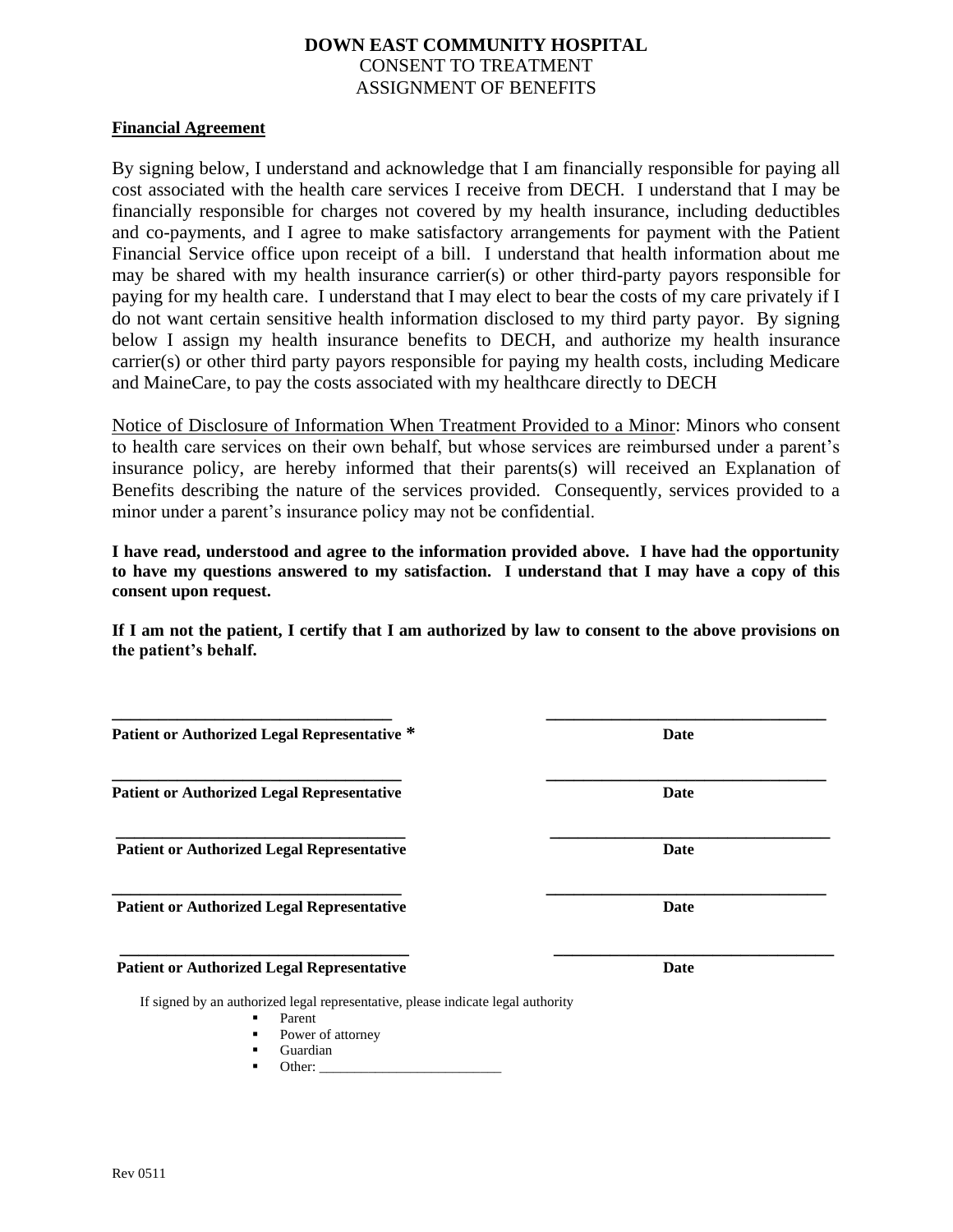**DOWN EAST COMMUNITY HOSPITAL**
CONSENT TO TREATMENT
ASSIGNMENT OF BENEFITS

**Financial Agreement**

By signing below, I understand and acknowledge that I am financially responsible for paying all cost associated with the health care services I receive from DECH. I understand that I may be financially responsible for charges not covered by my health insurance, including deductibles and co-payments, and I agree to make satisfactory arrangements for payment with the Patient Financial Service office upon receipt of a bill. I understand that health information about me may be shared with my health insurance carrier(s) or other third-party payors responsible for paying for my health care. I understand that I may elect to bear the costs of my care privately if I do not want certain sensitive health information disclosed to my third party payor. By signing below I assign my health insurance benefits to DECH, and authorize my health insurance carrier(s) or other third party payors responsible for paying my health costs, including Medicare and MaineCare, to pay the costs associated with my healthcare directly to DECH

Notice of Disclosure of Information When Treatment Provided to a Minor: Minors who consent to health care services on their own behalf, but whose services are reimbursed under a parent's insurance policy, are hereby informed that their parents(s) will received an Explanation of Benefits describing the nature of the services provided. Consequently, services provided to a minor under a parent's insurance policy may not be confidential.

**I have read, understood and agree to the information provided above. I have had the opportunity to have my questions answered to my satisfaction. I understand that I may have a copy of this consent upon request.**

**If I am not the patient, I certify that I am authorized by law to consent to the above provisions on the patient's behalf.**

\_\_\_\_\_\_\_\_\_\_\_\_\_\_\_\_\_\_\_\_\_\_\_\_\_\_\_\_\_\_\_\_ \_\_\_\_\_\_\_\_\_\_\_\_\_\_\_\_\_\_\_\_\_\_\_\_\_\_\_\_\_\_\_\_
**Patient or Authorized Legal Representative \*** **Date**

\_\_\_\_\_\_\_\_\_\_\_\_\_\_\_\_\_\_\_\_\_\_\_\_\_\_\_\_\_\_\_\_ \_\_\_\_\_\_\_\_\_\_\_\_\_\_\_\_\_\_\_\_\_\_\_\_\_\_\_\_\_\_\_\_
**Patient or Authorized Legal Representative** **Date**

\_\_\_\_\_\_\_\_\_\_\_\_\_\_\_\_\_\_\_\_\_\_\_\_\_\_\_\_\_\_\_\_ \_\_\_\_\_\_\_\_\_\_\_\_\_\_\_\_\_\_\_\_\_\_\_\_\_\_\_\_\_\_\_\_
**Patient or Authorized Legal Representative** **Date**

\_\_\_\_\_\_\_\_\_\_\_\_\_\_\_\_\_\_\_\_\_\_\_\_\_\_\_\_\_\_\_\_ \_\_\_\_\_\_\_\_\_\_\_\_\_\_\_\_\_\_\_\_\_\_\_\_\_\_\_\_\_\_\_\_
**Patient or Authorized Legal Representative** **Date**

\_\_\_\_\_\_\_\_\_\_\_\_\_\_\_\_\_\_\_\_\_\_\_\_\_\_\_\_\_\_\_\_ \_\_\_\_\_\_\_\_\_\_\_\_\_\_\_\_\_\_\_\_\_\_\_\_\_\_\_\_\_\_\_\_
**Patient or Authorized Legal Representative** **Date**

If signed by an authorized legal representative, please indicate legal authority

- Parent
- Power of attorney
- Guardian
- Other: \_\_\_\_\_\_\_\_\_\_\_\_\_\_\_\_\_\_\_\_\_\_\_\_\_\_

Rev 0511